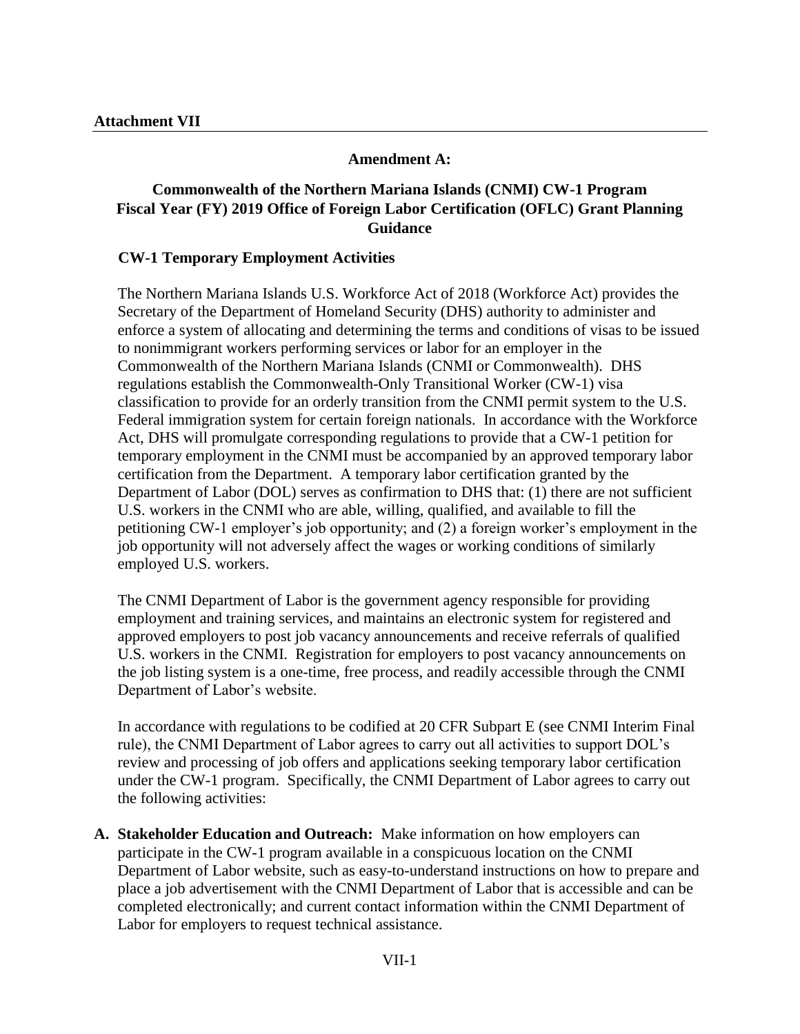**Attachment VII**

### Amendment A:

## Commonwealth of the Northern Mariana Islands (CNMI) CW-1 Program Fiscal Year (FY) 2019 Office of Foreign Labor Certification (OFLC) Grant Planning Guidance

### CW-1 Temporary Employment Activities

The Northern Mariana Islands U.S. Workforce Act of 2018 (Workforce Act) provides the Secretary of the Department of Homeland Security (DHS) authority to administer and enforce a system of allocating and determining the terms and conditions of visas to be issued to nonimmigrant workers performing services or labor for an employer in the Commonwealth of the Northern Mariana Islands (CNMI or Commonwealth). DHS regulations establish the Commonwealth-Only Transitional Worker (CW-1) visa classification to provide for an orderly transition from the CNMI permit system to the U.S. Federal immigration system for certain foreign nationals. In accordance with the Workforce Act, DHS will promulgate corresponding regulations to provide that a CW-1 petition for temporary employment in the CNMI must be accompanied by an approved temporary labor certification from the Department. A temporary labor certification granted by the Department of Labor (DOL) serves as confirmation to DHS that: (1) there are not sufficient U.S. workers in the CNMI who are able, willing, qualified, and available to fill the petitioning CW-1 employer's job opportunity; and (2) a foreign worker's employment in the job opportunity will not adversely affect the wages or working conditions of similarly employed U.S. workers.

The CNMI Department of Labor is the government agency responsible for providing employment and training services, and maintains an electronic system for registered and approved employers to post job vacancy announcements and receive referrals of qualified U.S. workers in the CNMI. Registration for employers to post vacancy announcements on the job listing system is a one-time, free process, and readily accessible through the CNMI Department of Labor's website.

In accordance with regulations to be codified at 20 CFR Subpart E (see CNMI Interim Final rule), the CNMI Department of Labor agrees to carry out all activities to support DOL's review and processing of job offers and applications seeking temporary labor certification under the CW-1 program. Specifically, the CNMI Department of Labor agrees to carry out the following activities:

**A. Stakeholder Education and Outreach:** Make information on how employers can participate in the CW-1 program available in a conspicuous location on the CNMI Department of Labor website, such as easy-to-understand instructions on how to prepare and place a job advertisement with the CNMI Department of Labor that is accessible and can be completed electronically; and current contact information within the CNMI Department of Labor for employers to request technical assistance.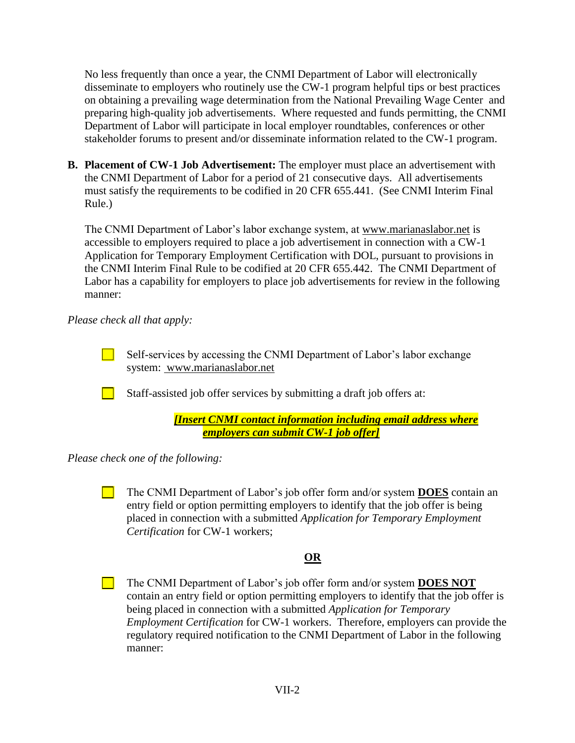No less frequently than once a year, the CNMI Department of Labor will electronically disseminate to employers who routinely use the CW-1 program helpful tips or best practices on obtaining a prevailing wage determination from the National Prevailing Wage Center and preparing high-quality job advertisements. Where requested and funds permitting, the CNMI Department of Labor will participate in local employer roundtables, conferences or other stakeholder forums to present and/or disseminate information related to the CW-1 program.

**B. Placement of CW-1 Job Advertisement:** The employer must place an advertisement with the CNMI Department of Labor for a period of 21 consecutive days. All advertisements must satisfy the requirements to be codified in 20 CFR 655.441. (See CNMI Interim Final Rule.)

The CNMI Department of Labor's labor exchange system, at www.marianaslabor.net is accessible to employers required to place a job advertisement in connection with a CW-1 Application for Temporary Employment Certification with DOL, pursuant to provisions in the CNMI Interim Final Rule to be codified at 20 CFR 655.442. The CNMI Department of Labor has a capability for employers to place job advertisements for review in the following manner:

*Please check all that apply:*

- ☐ Self-services by accessing the CNMI Department of Labor's labor exchange system: www.marianaslabor.net

- ☐ Staff-assisted job offer services by submitting a draft job offers at:

  ***[Insert CNMI contact information including email address where employers can submit CW-1 job offer]***

*Please check one of the following:*

- ☐ The CNMI Department of Labor's job offer form and/or system **DOES** contain an entry field or option permitting employers to identify that the job offer is being placed in connection with a submitted *Application for Temporary Employment Certification* for CW-1 workers;

**OR**

- ☐ The CNMI Department of Labor's job offer form and/or system **DOES NOT** contain an entry field or option permitting employers to identify that the job offer is being placed in connection with a submitted *Application for Temporary Employment Certification* for CW-1 workers. Therefore, employers can provide the regulatory required notification to the CNMI Department of Labor in the following manner: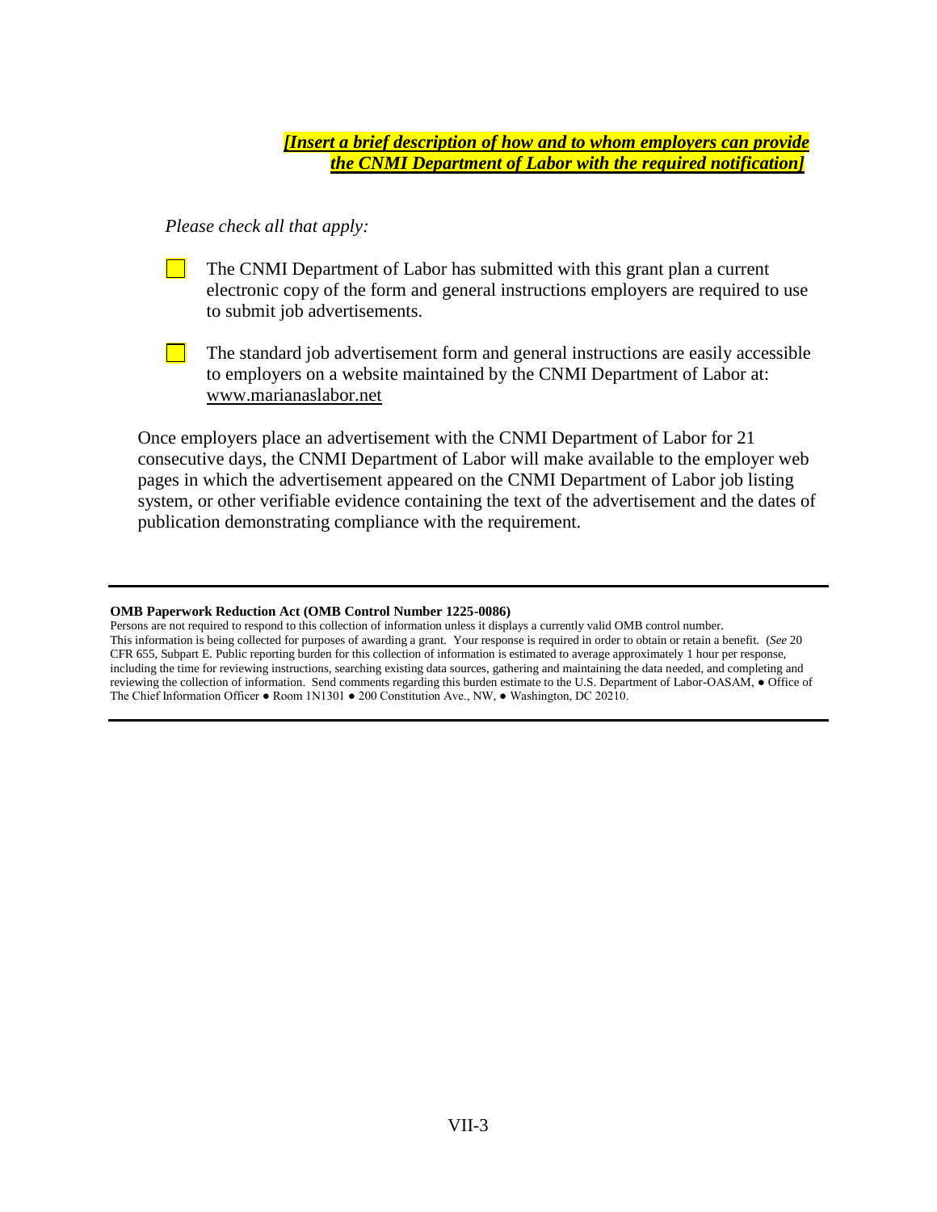***[Insert a brief description of how and to whom employers can provide the CNMI Department of Labor with the required notification]***

*Please check all that apply:*

- [ ] The CNMI Department of Labor has submitted with this grant plan a current electronic copy of the form and general instructions employers are required to use to submit job advertisements.

- [ ] The standard job advertisement form and general instructions are easily accessible to employers on a website maintained by the CNMI Department of Labor at: www.marianaslabor.net

Once employers place an advertisement with the CNMI Department of Labor for 21 consecutive days, the CNMI Department of Labor will make available to the employer web pages in which the advertisement appeared on the CNMI Department of Labor job listing system, or other verifiable evidence containing the text of the advertisement and the dates of publication demonstrating compliance with the requirement.

---

**OMB Paperwork Reduction Act (OMB Control Number 1225-0086)**
Persons are not required to respond to this collection of information unless it displays a currently valid OMB control number.
This information is being collected for purposes of awarding a grant. Your response is required in order to obtain or retain a benefit. (*See* 20 CFR 655, Subpart E. Public reporting burden for this collection of information is estimated to average approximately 1 hour per response, including the time for reviewing instructions, searching existing data sources, gathering and maintaining the data needed, and completing and reviewing the collection of information. Send comments regarding this burden estimate to the U.S. Department of Labor-OASAM, ● Office of The Chief Information Officer ● Room 1N1301 ● 200 Constitution Ave., NW, ● Washington, DC 20210.

---